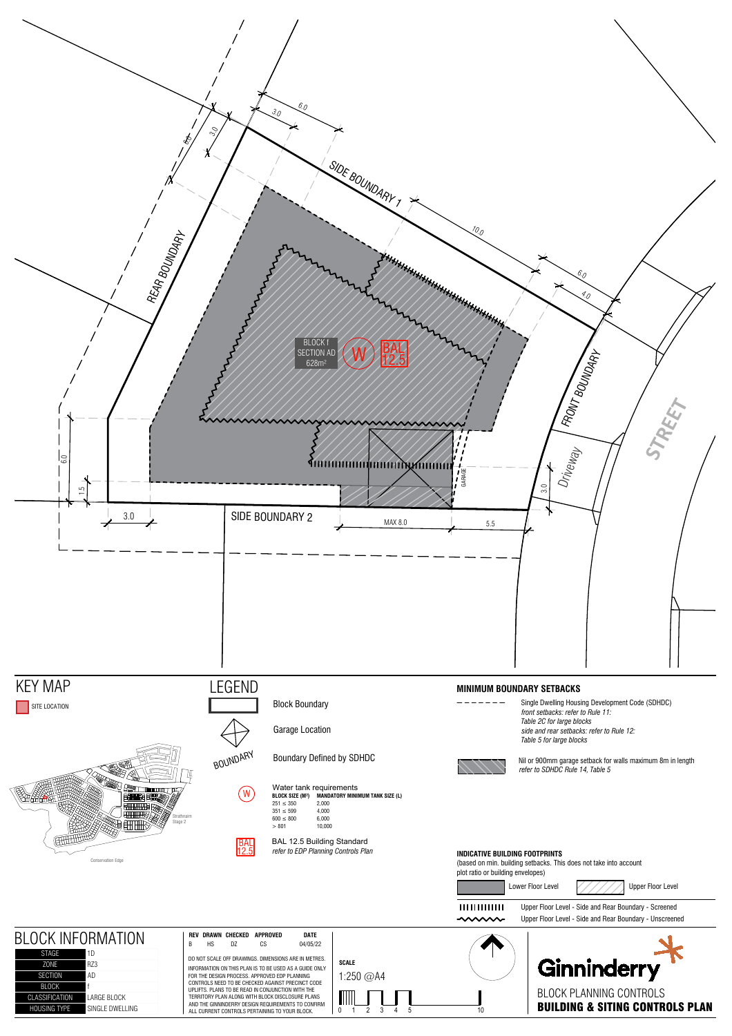SIDE BOUNDARY 1

REAR BOUNDARY

FRONT BOUNDARY

SIDE BOUNDARY 2

STREET

Driveway

GARAGE

BLOCK f
SECTION AD
628m²

W

BAL 12.5

6.0 · 3.0 · 3.0 · 6.0 · 10.0 · 6.0 · 4.0 · 6.0 · 1.5 · 3.0 · 3.0 · MAX 8.0 · 5.5

## KEY MAP

SITE LOCATION

Strathnairn Stage 2

Conservation Edge

## LEGEND

- Block Boundary
- Garage Location
- BOUNDARY — Boundary Defined by SDHDC
- W — Water tank requirements

| BLOCK SIZE (M²) | MANDATORY MINIMUM TANK SIZE (L) |
|---|---|
| 251 ≤ 350 | 2,000 |
| 351 ≤ 599 | 4,000 |
| 600 ≤ 800 | 6,000 |
| > 801 | 10,000 |

- BAL 12.5 — BAL 12.5 Building Standard
  *refer to EDP Planning Controls Plan*

## MINIMUM BOUNDARY SETBACKS

- Single Dwelling Housing Development Code (SDHDC)
  *front setbacks: refer to Rule 11: Table 2C for large blocks*
  *side and rear setbacks: refer to Rule 12: Table 5 for large blocks*
- Nil or 900mm garage setback for walls maximum 8m in length
  *refer to SDHDC Rule 14, Table 5*

## INDICATIVE BUILDING FOOTPRINTS

(based on min. building setbacks. This does not take into account plot ratio or building envelopes)

- Lower Floor Level
- Upper Floor Level
- Upper Floor Level - Side and Rear Boundary - Screened
- Upper Floor Level - Side and Rear Boundary - Unscreened

## BLOCK INFORMATION

| | |
|---|---|
| STAGE | 1D |
| ZONE | RZ3 |
| SECTION | AD |
| BLOCK | f |
| CLASSIFICATION | LARGE BLOCK |
| HOUSING TYPE | SINGLE DWELLING |

| REV | DRAWN | CHECKED | APPROVED | DATE |
|---|---|---|---|---|
| B | HS | DZ | CS | 04/05/22 |

DO NOT SCALE OFF DRAWINGS. DIMENSIONS ARE IN METRES.

INFORMATION ON THIS PLAN IS TO BE USED AS A GUIDE ONLY FOR THE DESIGN PROCESS. APPROVED EDP PLANNING CONTROLS NEED TO BE CHECKED AGAINST PRECINCT CODE UPLIFTS. PLANS TO BE READ IN CONJUNCTION WITH THE TERRITORY PLAN ALONG WITH BLOCK DISCLOSURE PLANS AND THE GINNINDERRY DESIGN REQUIREMENTS TO CONFIRM ALL CURRENT CONTROLS PERTAINING TO YOUR BLOCK.

**SCALE**

1:250 @A4

0 1 2 3 4 5 10

Ginninderry

BLOCK PLANNING CONTROLS

**BUILDING & SITING CONTROLS PLAN**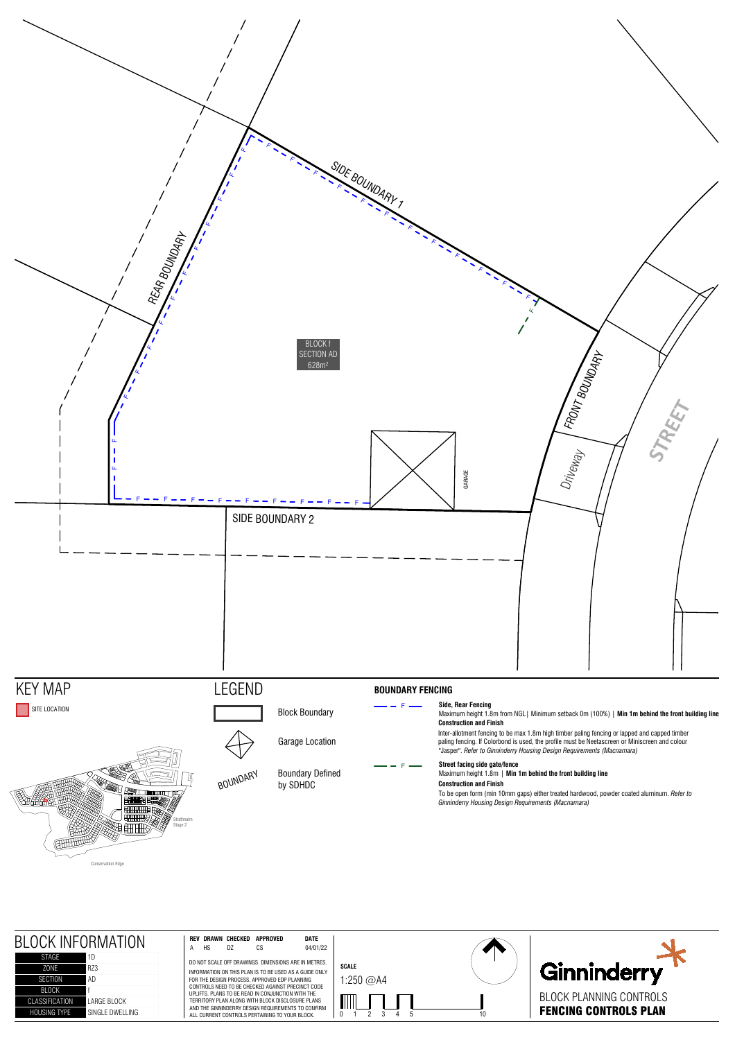REAR BOUNDARY

SIDE BOUNDARY 1

SIDE BOUNDARY 2

FRONT BOUNDARY

Driveway

STREET

GARAGE

BLOCK f
SECTION AD
628m²

## KEY MAP

SITE LOCATION

Strathnairn Stage 2

Conservation Edge

## LEGEND

Block Boundary

Garage Location

Boundary Defined by SDHDC

## BOUNDARY FENCING

**Side, Rear Fencing**
Maximum height 1.8m from NGL | Minimum setback 0m (100%) | **Min 1m behind the front building line**
**Construction and Finish**
Inter-allotment fencing to be max 1.8m high timber paling fencing or lapped and capped timber paling fencing. If Colorbond is used, the profile must be Neetascreen or Miniscreen and colour "Jasper". *Refer to Ginninderry Housing Design Requirements (Macnamara)*

**Street facing side gate/fence**
Maximum height 1.8m | **Min 1m behind the front building line**
**Construction and Finish**
To be open form (min 10mm gaps) either treated hardwood, powder coated aluminum. *Refer to Ginninderry Housing Design Requirements (Macnamara)*

## BLOCK INFORMATION

| | |
|---|---|
| STAGE | 1D |
| ZONE | RZ3 |
| SECTION | AD |
| BLOCK | f |
| CLASSIFICATION | LARGE BLOCK |
| HOUSING TYPE | SINGLE DWELLING |

| REV | DRAWN | CHECKED | APPROVED | DATE |
|---|---|---|---|---|
| A | HS | DZ | CS | 04/01/22 |

DO NOT SCALE OFF DRAWINGS. DIMENSIONS ARE IN METRES. INFORMATION ON THIS PLAN IS TO BE USED AS A GUIDE ONLY FOR THE DESIGN PROCESS. APPROVED EDP PLANNING CONTROLS NEED TO BE CHECKED AGAINST PRECINCT CODE UPLIFTS. PLANS TO BE READ IN CONJUNCTION WITH THE TERRITORY PLAN ALONG WITH BLOCK DISCLOSURE PLANS AND THE GINNINDERRY DESIGN REQUIREMENTS TO CONFIRM ALL CURRENT CONTROLS PERTAINING TO YOUR BLOCK.

**SCALE**
1:250 @A4

0 1 2 3 4 5 10

Ginninderry

BLOCK PLANNING CONTROLS
**FENCING CONTROLS PLAN**